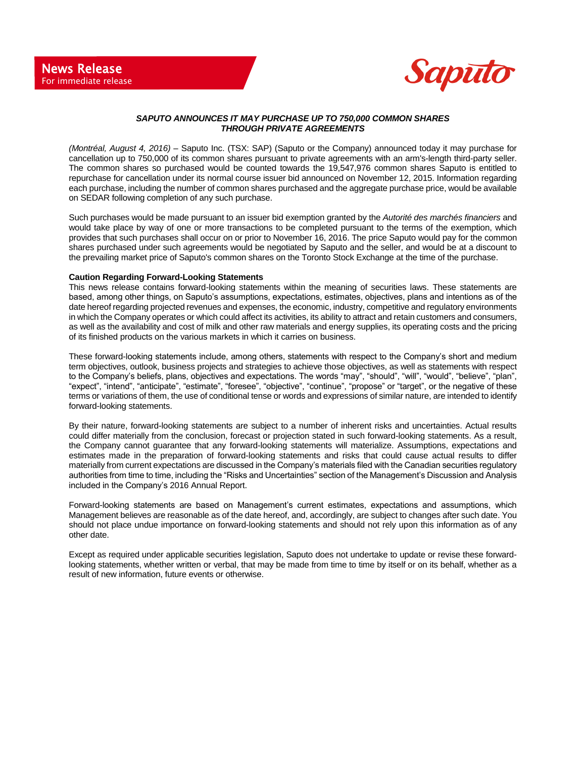News Release
For immediate release

Saputo

***SAPUTO ANNOUNCES IT MAY PURCHASE UP TO 750,000 COMMON SHARES THROUGH PRIVATE AGREEMENTS***

*(Montréal, August 4, 2016)* – Saputo Inc. (TSX: SAP) (Saputo or the Company) announced today it may purchase for cancellation up to 750,000 of its common shares pursuant to private agreements with an arm's-length third-party seller. The common shares so purchased would be counted towards the 19,547,976 common shares Saputo is entitled to repurchase for cancellation under its normal course issuer bid announced on November 12, 2015. Information regarding each purchase, including the number of common shares purchased and the aggregate purchase price, would be available on SEDAR following completion of any such purchase.

Such purchases would be made pursuant to an issuer bid exemption granted by the *Autorité des marchés financiers* and would take place by way of one or more transactions to be completed pursuant to the terms of the exemption, which provides that such purchases shall occur on or prior to November 16, 2016. The price Saputo would pay for the common shares purchased under such agreements would be negotiated by Saputo and the seller, and would be at a discount to the prevailing market price of Saputo's common shares on the Toronto Stock Exchange at the time of the purchase.

**Caution Regarding Forward-Looking Statements**

This news release contains forward-looking statements within the meaning of securities laws. These statements are based, among other things, on Saputo's assumptions, expectations, estimates, objectives, plans and intentions as of the date hereof regarding projected revenues and expenses, the economic, industry, competitive and regulatory environments in which the Company operates or which could affect its activities, its ability to attract and retain customers and consumers, as well as the availability and cost of milk and other raw materials and energy supplies, its operating costs and the pricing of its finished products on the various markets in which it carries on business.

These forward-looking statements include, among others, statements with respect to the Company's short and medium term objectives, outlook, business projects and strategies to achieve those objectives, as well as statements with respect to the Company's beliefs, plans, objectives and expectations. The words "may", "should", "will", "would", "believe", "plan", "expect", "intend", "anticipate", "estimate", "foresee", "objective", "continue", "propose" or "target", or the negative of these terms or variations of them, the use of conditional tense or words and expressions of similar nature, are intended to identify forward-looking statements.

By their nature, forward-looking statements are subject to a number of inherent risks and uncertainties. Actual results could differ materially from the conclusion, forecast or projection stated in such forward-looking statements. As a result, the Company cannot guarantee that any forward-looking statements will materialize. Assumptions, expectations and estimates made in the preparation of forward-looking statements and risks that could cause actual results to differ materially from current expectations are discussed in the Company's materials filed with the Canadian securities regulatory authorities from time to time, including the "Risks and Uncertainties" section of the Management's Discussion and Analysis included in the Company's 2016 Annual Report.

Forward-looking statements are based on Management's current estimates, expectations and assumptions, which Management believes are reasonable as of the date hereof, and, accordingly, are subject to changes after such date. You should not place undue importance on forward-looking statements and should not rely upon this information as of any other date.

Except as required under applicable securities legislation, Saputo does not undertake to update or revise these forward-looking statements, whether written or verbal, that may be made from time to time by itself or on its behalf, whether as a result of new information, future events or otherwise.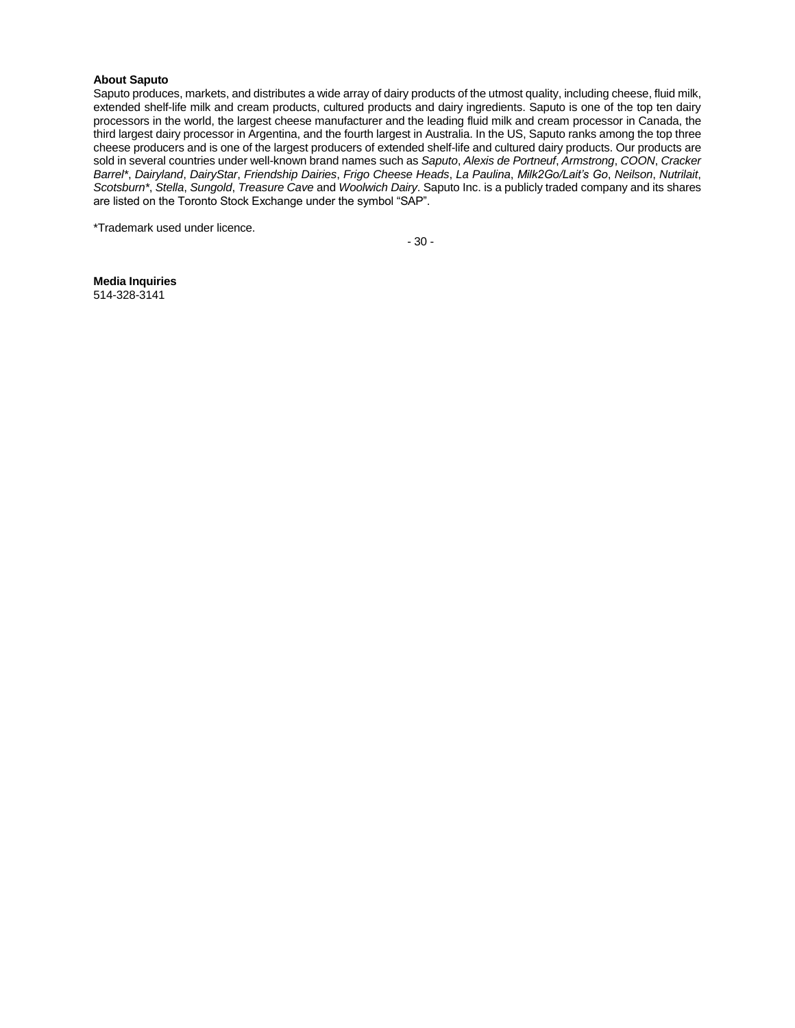**About Saputo**

Saputo produces, markets, and distributes a wide array of dairy products of the utmost quality, including cheese, fluid milk, extended shelf-life milk and cream products, cultured products and dairy ingredients. Saputo is one of the top ten dairy processors in the world, the largest cheese manufacturer and the leading fluid milk and cream processor in Canada, the third largest dairy processor in Argentina, and the fourth largest in Australia. In the US, Saputo ranks among the top three cheese producers and is one of the largest producers of extended shelf-life and cultured dairy products. Our products are sold in several countries under well-known brand names such as *Saputo*, *Alexis de Portneuf*, *Armstrong*, *COON*, *Cracker Barrel*\*, *Dairyland*, *DairyStar*, *Friendship Dairies*, *Frigo Cheese Heads*, *La Paulina*, *Milk2Go/Lait's Go*, *Neilson*, *Nutrilait*, *Scotsburn*\*, *Stella*, *Sungold*, *Treasure Cave* and *Woolwich Dairy*. Saputo Inc. is a publicly traded company and its shares are listed on the Toronto Stock Exchange under the symbol "SAP".

\*Trademark used under licence.

- 30 -

**Media Inquiries**
514-328-3141